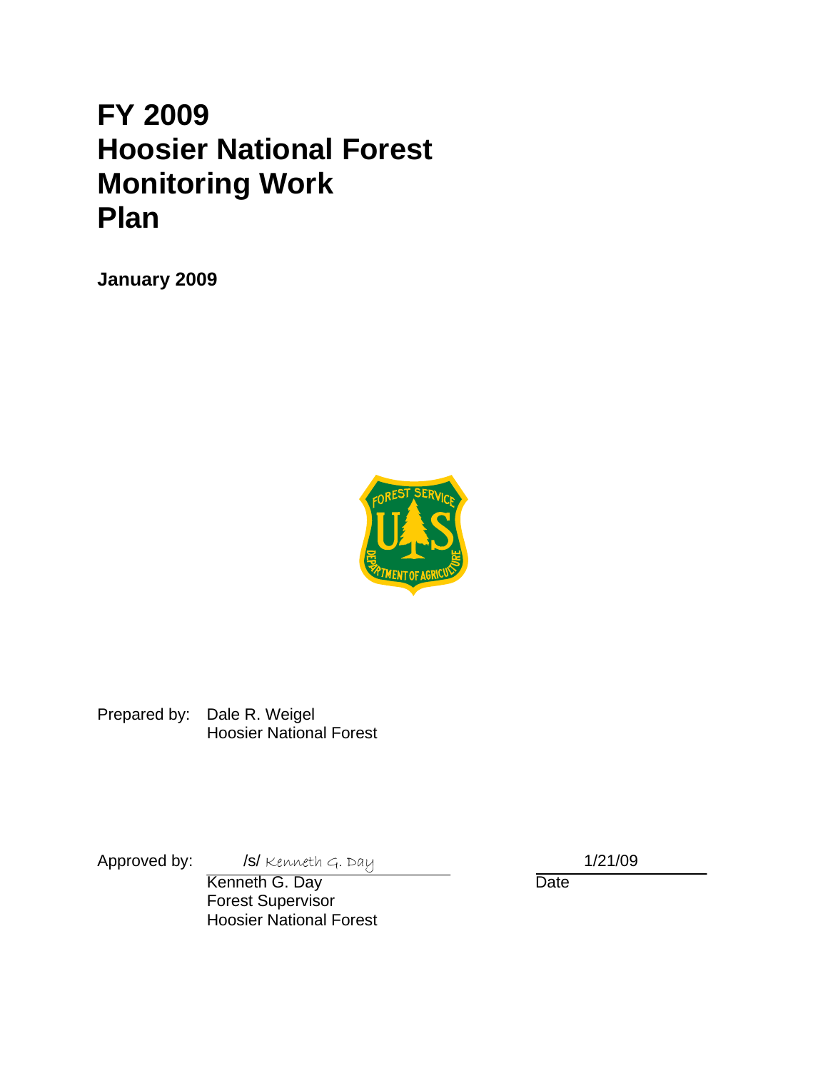# FY 2009 Hoosier National Forest Monitoring Work Plan

**January 2009**

Prepared by: Dale R. Weigel
Hoosier National Forest

Approved by: /s/ Kenneth G. Day
Kenneth G. Day
Forest Supervisor
Hoosier National Forest

1/21/09
Date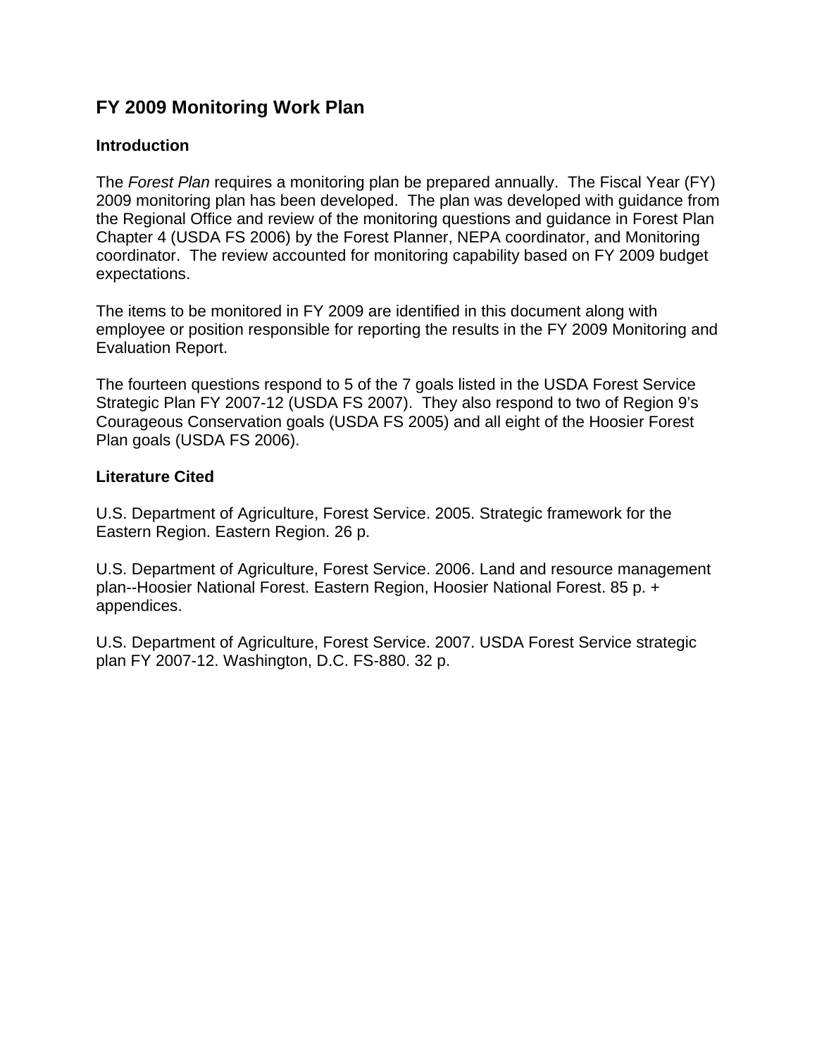# FY 2009 Monitoring Work Plan

## Introduction

The *Forest Plan* requires a monitoring plan be prepared annually. The Fiscal Year (FY) 2009 monitoring plan has been developed. The plan was developed with guidance from the Regional Office and review of the monitoring questions and guidance in Forest Plan Chapter 4 (USDA FS 2006) by the Forest Planner, NEPA coordinator, and Monitoring coordinator. The review accounted for monitoring capability based on FY 2009 budget expectations.

The items to be monitored in FY 2009 are identified in this document along with employee or position responsible for reporting the results in the FY 2009 Monitoring and Evaluation Report.

The fourteen questions respond to 5 of the 7 goals listed in the USDA Forest Service Strategic Plan FY 2007-12 (USDA FS 2007). They also respond to two of Region 9's Courageous Conservation goals (USDA FS 2005) and all eight of the Hoosier Forest Plan goals (USDA FS 2006).

## Literature Cited

U.S. Department of Agriculture, Forest Service. 2005. Strategic framework for the Eastern Region. Eastern Region. 26 p.

U.S. Department of Agriculture, Forest Service. 2006. Land and resource management plan--Hoosier National Forest. Eastern Region, Hoosier National Forest. 85 p. + appendices.

U.S. Department of Agriculture, Forest Service. 2007. USDA Forest Service strategic plan FY 2007-12. Washington, D.C. FS-880. 32 p.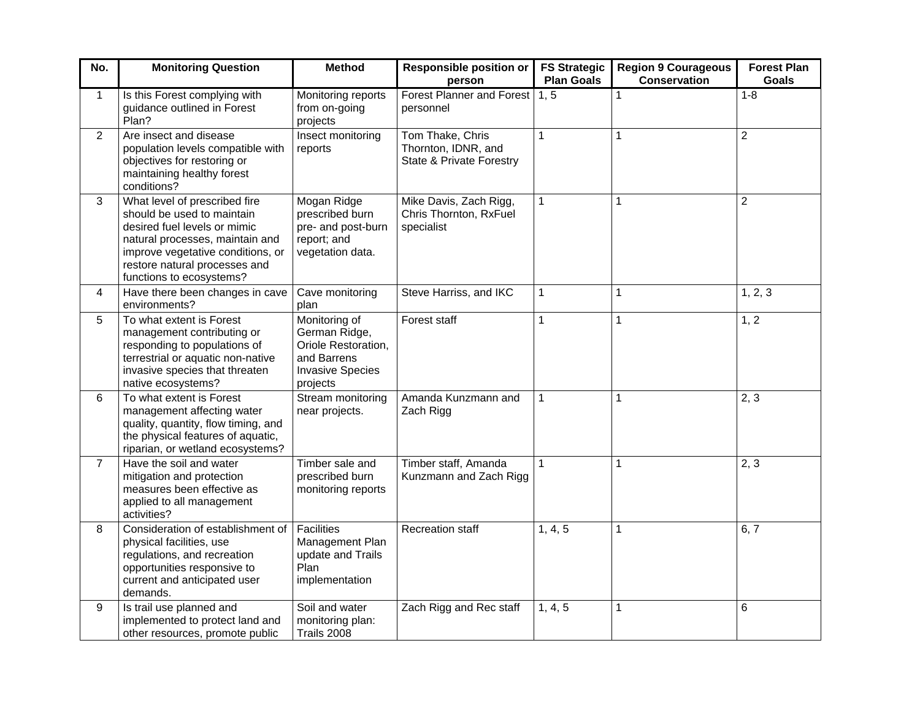| No. | Monitoring Question | Method | Responsible position or person | FS Strategic Plan Goals | Region 9 Courageous Conservation | Forest Plan Goals |
|---|---|---|---|---|---|---|
| 1 | Is this Forest complying with guidance outlined in Forest Plan? | Monitoring reports from on-going projects | Forest Planner and Forest personnel | 1, 5 | 1 | 1-8 |
| 2 | Are insect and disease population levels compatible with objectives for restoring or maintaining healthy forest conditions? | Insect monitoring reports | Tom Thake, Chris Thornton, IDNR, and State & Private Forestry | 1 | 1 | 2 |
| 3 | What level of prescribed fire should be used to maintain desired fuel levels or mimic natural processes, maintain and improve vegetative conditions, or restore natural processes and functions to ecosystems? | Mogan Ridge prescribed burn pre- and post-burn report; and vegetation data. | Mike Davis, Zach Rigg, Chris Thornton, RxFuel specialist | 1 | 1 | 2 |
| 4 | Have there been changes in cave environments? | Cave monitoring plan | Steve Harriss, and IKC | 1 | 1 | 1, 2, 3 |
| 5 | To what extent is Forest management contributing or responding to populations of terrestrial or aquatic non-native invasive species that threaten native ecosystems? | Monitoring of German Ridge, Oriole Restoration, and Barrens Invasive Species projects | Forest staff | 1 | 1 | 1, 2 |
| 6 | To what extent is Forest management affecting water quality, quantity, flow timing, and the physical features of aquatic, riparian, or wetland ecosystems? | Stream monitoring near projects. | Amanda Kunzmann and Zach Rigg | 1 | 1 | 2, 3 |
| 7 | Have the soil and water mitigation and protection measures been effective as applied to all management activities? | Timber sale and prescribed burn monitoring reports | Timber staff, Amanda Kunzmann and Zach Rigg | 1 | 1 | 2, 3 |
| 8 | Consideration of establishment of physical facilities, use regulations, and recreation opportunities responsive to current and anticipated user demands. | Facilities Management Plan update and Trails Plan implementation | Recreation staff | 1, 4, 5 | 1 | 6, 7 |
| 9 | Is trail use planned and implemented to protect land and other resources, promote public | Soil and water monitoring plan: Trails 2008 | Zach Rigg and Rec staff | 1, 4, 5 | 1 | 6 |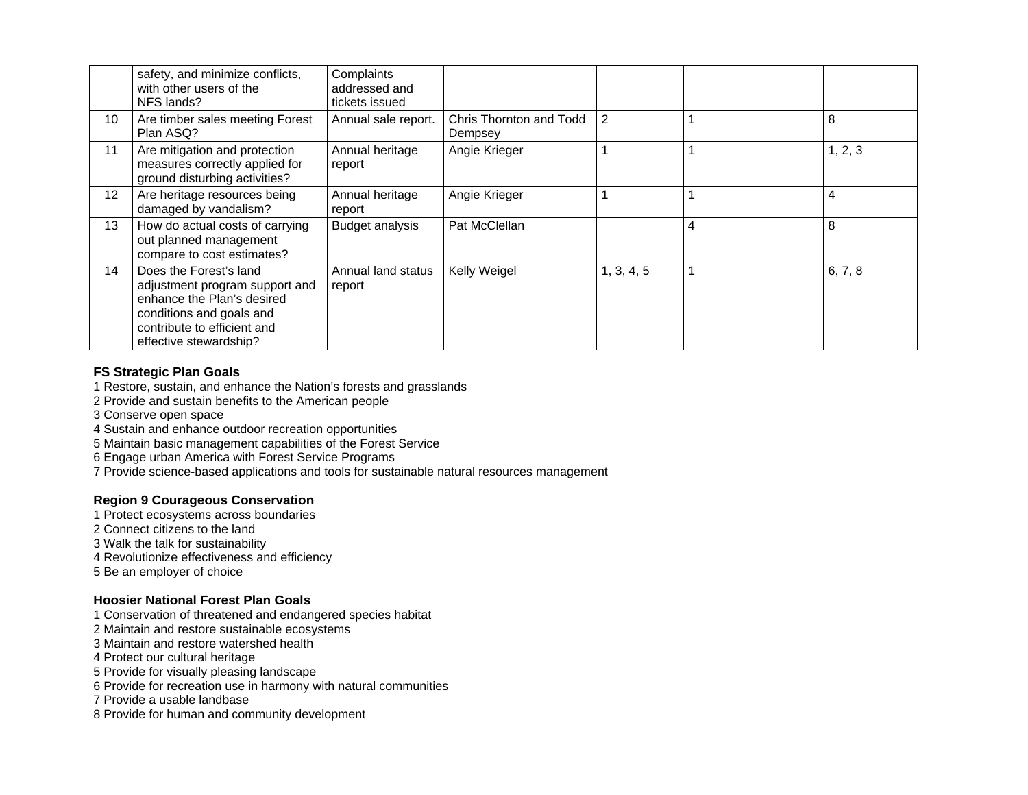| | | | | | | |
|---|---|---|---|---|---|---|
| | safety, and minimize conflicts, with other users of the NFS lands? | Complaints addressed and tickets issued | | | | |
| 10 | Are timber sales meeting Forest Plan ASQ? | Annual sale report. | Chris Thornton and Todd Dempsey | 2 | 1 | 8 |
| 11 | Are mitigation and protection measures correctly applied for ground disturbing activities? | Annual heritage report | Angie Krieger | 1 | 1 | 1, 2, 3 |
| 12 | Are heritage resources being damaged by vandalism? | Annual heritage report | Angie Krieger | 1 | 1 | 4 |
| 13 | How do actual costs of carrying out planned management compare to cost estimates? | Budget analysis | Pat McClellan | | 4 | 8 |
| 14 | Does the Forest's land adjustment program support and enhance the Plan's desired conditions and goals and contribute to efficient and effective stewardship? | Annual land status report | Kelly Weigel | 1, 3, 4, 5 | 1 | 6, 7, 8 |

**FS Strategic Plan Goals**

1 Restore, sustain, and enhance the Nation's forests and grasslands
2 Provide and sustain benefits to the American people
3 Conserve open space
4 Sustain and enhance outdoor recreation opportunities
5 Maintain basic management capabilities of the Forest Service
6 Engage urban America with Forest Service Programs
7 Provide science-based applications and tools for sustainable natural resources management

**Region 9 Courageous Conservation**

1 Protect ecosystems across boundaries
2 Connect citizens to the land
3 Walk the talk for sustainability
4 Revolutionize effectiveness and efficiency
5 Be an employer of choice

**Hoosier National Forest Plan Goals**

1 Conservation of threatened and endangered species habitat
2 Maintain and restore sustainable ecosystems
3 Maintain and restore watershed health
4 Protect our cultural heritage
5 Provide for visually pleasing landscape
6 Provide for recreation use in harmony with natural communities
7 Provide a usable landbase
8 Provide for human and community development